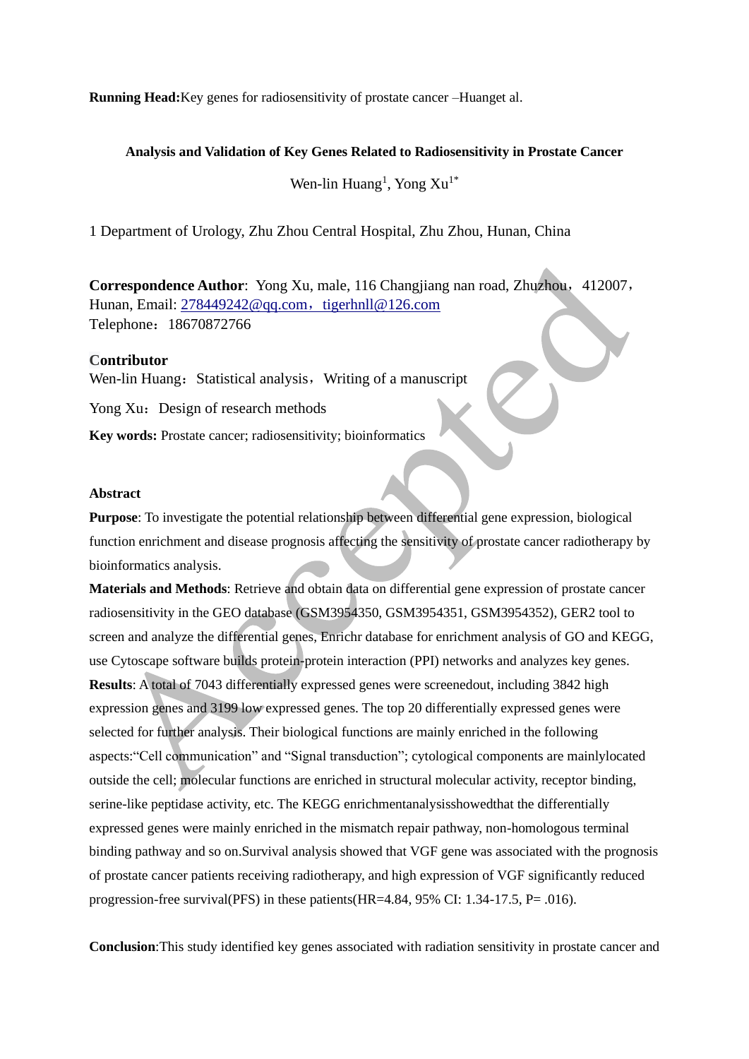**Running Head:**Key genes for radiosensitivity of prostate cancer –Huanget al.

**Analysis and Validation of Key Genes Related to Radiosensitivity in Prostate Cancer**

Wen-lin Huang[1], Yong Xu[1*]

1 Department of Urology, Zhu Zhou Central Hospital, Zhu Zhou, Hunan, China

**Correspondence Author**: Yong Xu, male, 116 Changjiang nan road, Zhuzhou，412007，Hunan, Email: 278449242@qq.com，tigerhnll@126.com
Telephone：18670872766

**Contributor**
Wen-lin Huang：Statistical analysis，Writing of a manuscript

Yong Xu：Design of research methods

**Key words:** Prostate cancer; radiosensitivity; bioinformatics

**Abstract**

**Purpose**: To investigate the potential relationship between differential gene expression, biological function enrichment and disease prognosis affecting the sensitivity of prostate cancer radiotherapy by bioinformatics analysis.

**Materials and Methods**: Retrieve and obtain data on differential gene expression of prostate cancer radiosensitivity in the GEO database (GSM3954350, GSM3954351, GSM3954352), GER2 tool to screen and analyze the differential genes, Enrichr database for enrichment analysis of GO and KEGG, use Cytoscape software builds protein-protein interaction (PPI) networks and analyzes key genes.

**Results**: A total of 7043 differentially expressed genes were screenedout, including 3842 high expression genes and 3199 low expressed genes. The top 20 differentially expressed genes were selected for further analysis. Their biological functions are mainly enriched in the following aspects:“Cell communication” and “Signal transduction”; cytological components are mainlylocated outside the cell; molecular functions are enriched in structural molecular activity, receptor binding, serine-like peptidase activity, etc. The KEGG enrichmentanalysisshowedthat the differentially expressed genes were mainly enriched in the mismatch repair pathway, non-homologous terminal binding pathway and so on.Survival analysis showed that VGF gene was associated with the prognosis of prostate cancer patients receiving radiotherapy, and high expression of VGF significantly reduced progression-free survival(PFS) in these patients(HR=4.84, 95% CI: 1.34-17.5, P= .016).

**Conclusion**:This study identified key genes associated with radiation sensitivity in prostate cancer and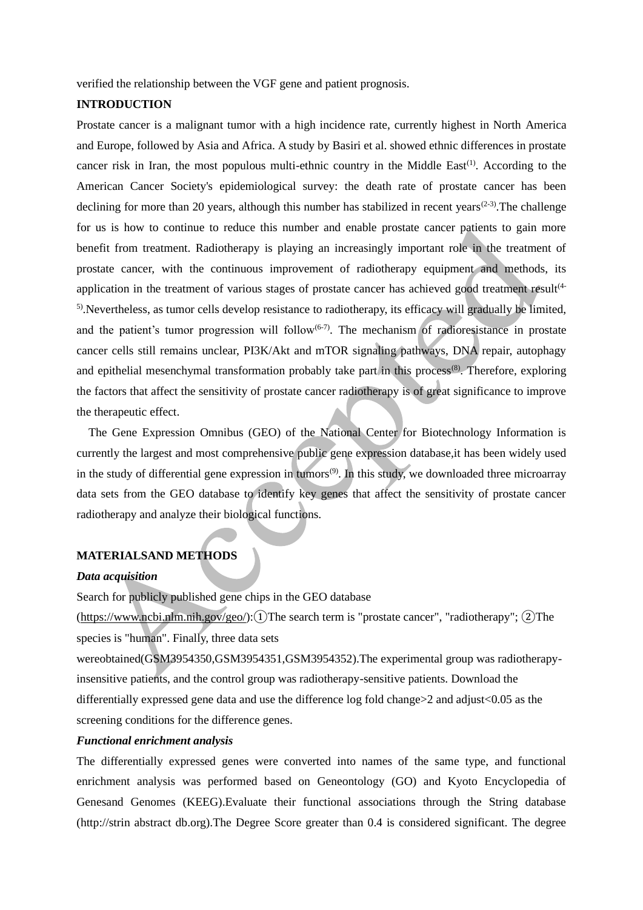verified the relationship between the VGF gene and patient prognosis.

## INTRODUCTION

Prostate cancer is a malignant tumor with a high incidence rate, currently highest in North America and Europe, followed by Asia and Africa. A study by Basiri et al. showed ethnic differences in prostate cancer risk in Iran, the most populous multi-ethnic country in the Middle East[1]. According to the American Cancer Society's epidemiological survey: the death rate of prostate cancer has been declining for more than 20 years, although this number has stabilized in recent years[2-3].The challenge for us is how to continue to reduce this number and enable prostate cancer patients to gain more benefit from treatment. Radiotherapy is playing an increasingly important role in the treatment of prostate cancer, with the continuous improvement of radiotherapy equipment and methods, its application in the treatment of various stages of prostate cancer has achieved good treatment result[4-5].Nevertheless, as tumor cells develop resistance to radiotherapy, its efficacy will gradually be limited, and the patient's tumor progression will follow[6-7]. The mechanism of radioresistance in prostate cancer cells still remains unclear, PI3K/Akt and mTOR signaling pathways, DNA repair, autophagy and epithelial mesenchymal transformation probably take part in this process[8]. Therefore, exploring the factors that affect the sensitivity of prostate cancer radiotherapy is of great significance to improve the therapeutic effect.

The Gene Expression Omnibus (GEO) of the National Center for Biotechnology Information is currently the largest and most comprehensive public gene expression database,it has been widely used in the study of differential gene expression in tumors[9]. In this study, we downloaded three microarray data sets from the GEO database to identify key genes that affect the sensitivity of prostate cancer radiotherapy and analyze their biological functions.

## MATERIALSAND METHODS

***Data acquisition***

Search for publicly published gene chips in the GEO database (https://www.ncbi.nlm.nih.gov/geo/):①The search term is "prostate cancer", "radiotherapy"; ②The species is "human". Finally, three data sets wereobtained(GSM3954350,GSM3954351,GSM3954352).The experimental group was radiotherapy-insensitive patients, and the control group was radiotherapy-sensitive patients. Download the differentially expressed gene data and use the difference log fold change>2 and adjust<0.05 as the screening conditions for the difference genes.

***Functional enrichment analysis***

The differentially expressed genes were converted into names of the same type, and functional enrichment analysis was performed based on Geneontology (GO) and Kyoto Encyclopedia of Genesand Genomes (KEEG).Evaluate their functional associations through the String database (http://strin abstract db.org).The Degree Score greater than 0.4 is considered significant. The degree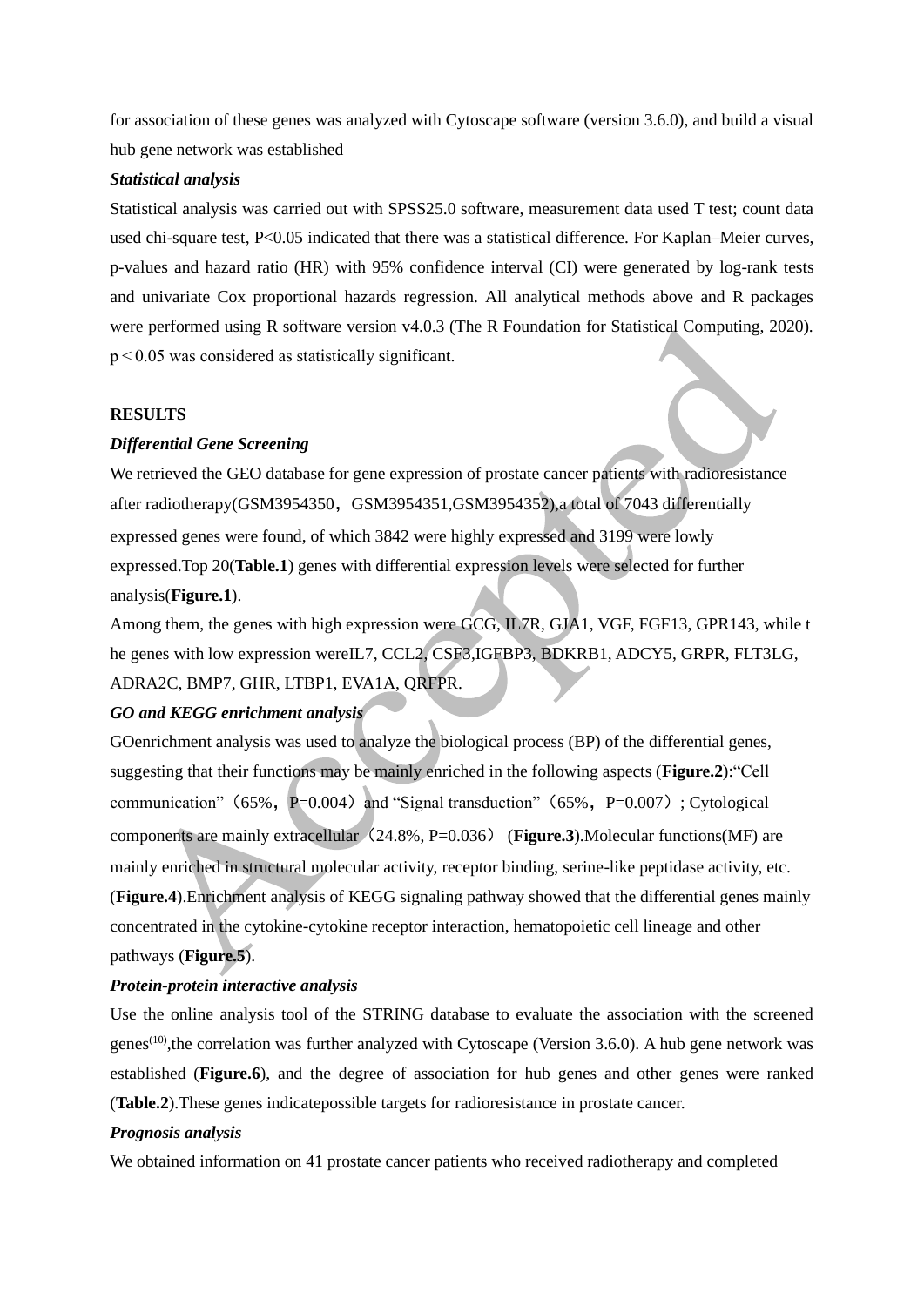for association of these genes was analyzed with Cytoscape software (version 3.6.0), and build a visual hub gene network was established

***Statistical analysis***

Statistical analysis was carried out with SPSS25.0 software, measurement data used T test; count data used chi-square test, P<0.05 indicated that there was a statistical difference. For Kaplan–Meier curves, p-values and hazard ratio (HR) with 95% confidence interval (CI) were generated by log-rank tests and univariate Cox proportional hazards regression. All analytical methods above and R packages were performed using R software version v4.0.3 (The R Foundation for Statistical Computing, 2020). p < 0.05 was considered as statistically significant.

**RESULTS**

***Differential Gene Screening***

We retrieved the GEO database for gene expression of prostate cancer patients with radioresistance after radiotherapy(GSM3954350，GSM3954351,GSM3954352),a total of 7043 differentially expressed genes were found, of which 3842 were highly expressed and 3199 were lowly expressed.Top 20(**Table.1**) genes with differential expression levels were selected for further analysis(**Figure.1**).

Among them, the genes with high expression were GCG, IL7R, GJA1, VGF, FGF13, GPR143, while t he genes with low expression wereIL7, CCL2, CSF3,IGFBP3, BDKRB1, ADCY5, GRPR, FLT3LG, ADRA2C, BMP7, GHR, LTBP1, EVA1A, QRFPR.

***GO and KEGG enrichment analysis***

GOenrichment analysis was used to analyze the biological process (BP) of the differential genes, suggesting that their functions may be mainly enriched in the following aspects (**Figure.2**):"Cell communication"（65%，P=0.004）and "Signal transduction"（65%，P=0.007）; Cytological components are mainly extracellular（24.8%, P=0.036） (**Figure.3**).Molecular functions(MF) are mainly enriched in structural molecular activity, receptor binding, serine-like peptidase activity, etc.(**Figure.4**).Enrichment analysis of KEGG signaling pathway showed that the differential genes mainly concentrated in the cytokine-cytokine receptor interaction, hematopoietic cell lineage and other pathways (**Figure.5**).

***Protein-protein interactive analysis***

Use the online analysis tool of the STRING database to evaluate the association with the screened genes[10],the correlation was further analyzed with Cytoscape (Version 3.6.0). A hub gene network was established (**Figure.6**), and the degree of association for hub genes and other genes were ranked (**Table.2**).These genes indicatepossible targets for radioresistance in prostate cancer.

***Prognosis analysis***

We obtained information on 41 prostate cancer patients who received radiotherapy and completed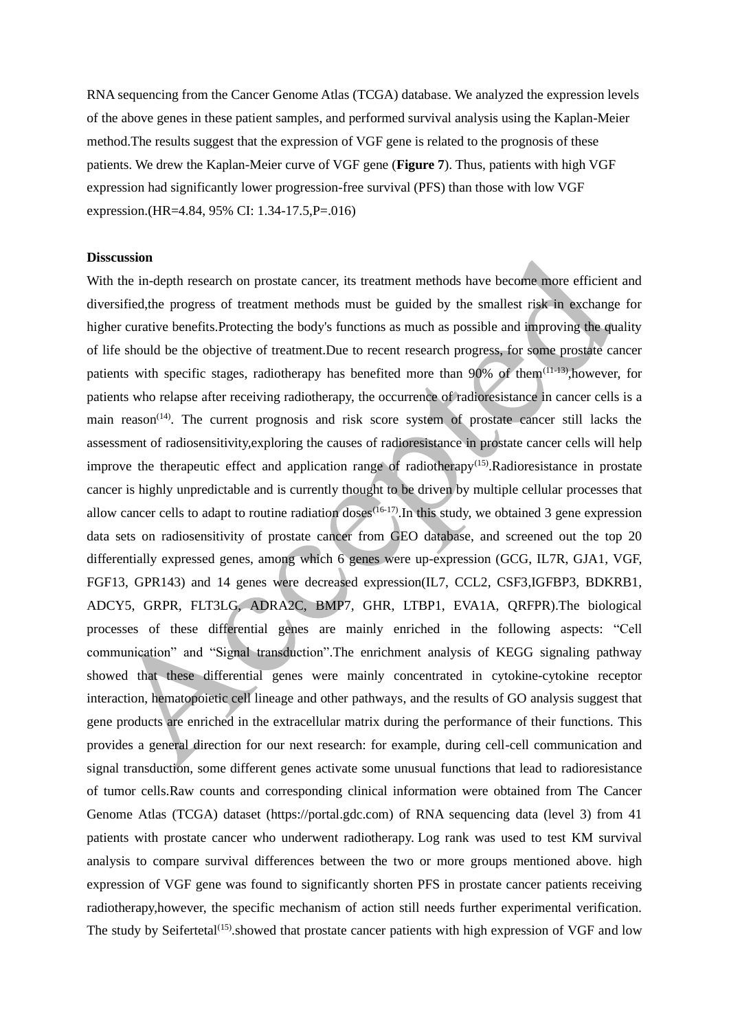RNA sequencing from the Cancer Genome Atlas (TCGA) database. We analyzed the expression levels of the above genes in these patient samples, and performed survival analysis using the Kaplan-Meier method.The results suggest that the expression of VGF gene is related to the prognosis of these patients. We drew the Kaplan-Meier curve of VGF gene (**Figure 7**). Thus, patients with high VGF expression had significantly lower progression-free survival (PFS) than those with low VGF expression.(HR=4.84, 95% CI: 1.34-17.5,P=.016)

**Disscussion**

With the in-depth research on prostate cancer, its treatment methods have become more efficient and diversified,the progress of treatment methods must be guided by the smallest risk in exchange for higher curative benefits.Protecting the body's functions as much as possible and improving the quality of life should be the objective of treatment.Due to recent research progress, for some prostate cancer patients with specific stages, radiotherapy has benefited more than 90% of them[11-13],however, for patients who relapse after receiving radiotherapy, the occurrence of radioresistance in cancer cells is a main reason[14]. The current prognosis and risk score system of prostate cancer still lacks the assessment of radiosensitivity,exploring the causes of radioresistance in prostate cancer cells will help improve the therapeutic effect and application range of radiotherapy[15].Radioresistance in prostate cancer is highly unpredictable and is currently thought to be driven by multiple cellular processes that allow cancer cells to adapt to routine radiation doses[16-17].In this study, we obtained 3 gene expression data sets on radiosensitivity of prostate cancer from GEO database, and screened out the top 20 differentially expressed genes, among which 6 genes were up-expression (GCG, IL7R, GJA1, VGF, FGF13, GPR143) and 14 genes were decreased expression(IL7, CCL2, CSF3,IGFBP3, BDKRB1, ADCY5, GRPR, FLT3LG, ADRA2C, BMP7, GHR, LTBP1, EVA1A, QRFPR).The biological processes of these differential genes are mainly enriched in the following aspects: "Cell communication" and "Signal transduction".The enrichment analysis of KEGG signaling pathway showed that these differential genes were mainly concentrated in cytokine-cytokine receptor interaction, hematopoietic cell lineage and other pathways, and the results of GO analysis suggest that gene products are enriched in the extracellular matrix during the performance of their functions. This provides a general direction for our next research: for example, during cell-cell communication and signal transduction, some different genes activate some unusual functions that lead to radioresistance of tumor cells.Raw counts and corresponding clinical information were obtained from The Cancer Genome Atlas (TCGA) dataset (https://portal.gdc.com) of RNA sequencing data (level 3) from 41 patients with prostate cancer who underwent radiotherapy. Log rank was used to test KM survival analysis to compare survival differences between the two or more groups mentioned above. high expression of VGF gene was found to significantly shorten PFS in prostate cancer patients receiving radiotherapy,however, the specific mechanism of action still needs further experimental verification. The study by Seifertetal[15].showed that prostate cancer patients with high expression of VGF and low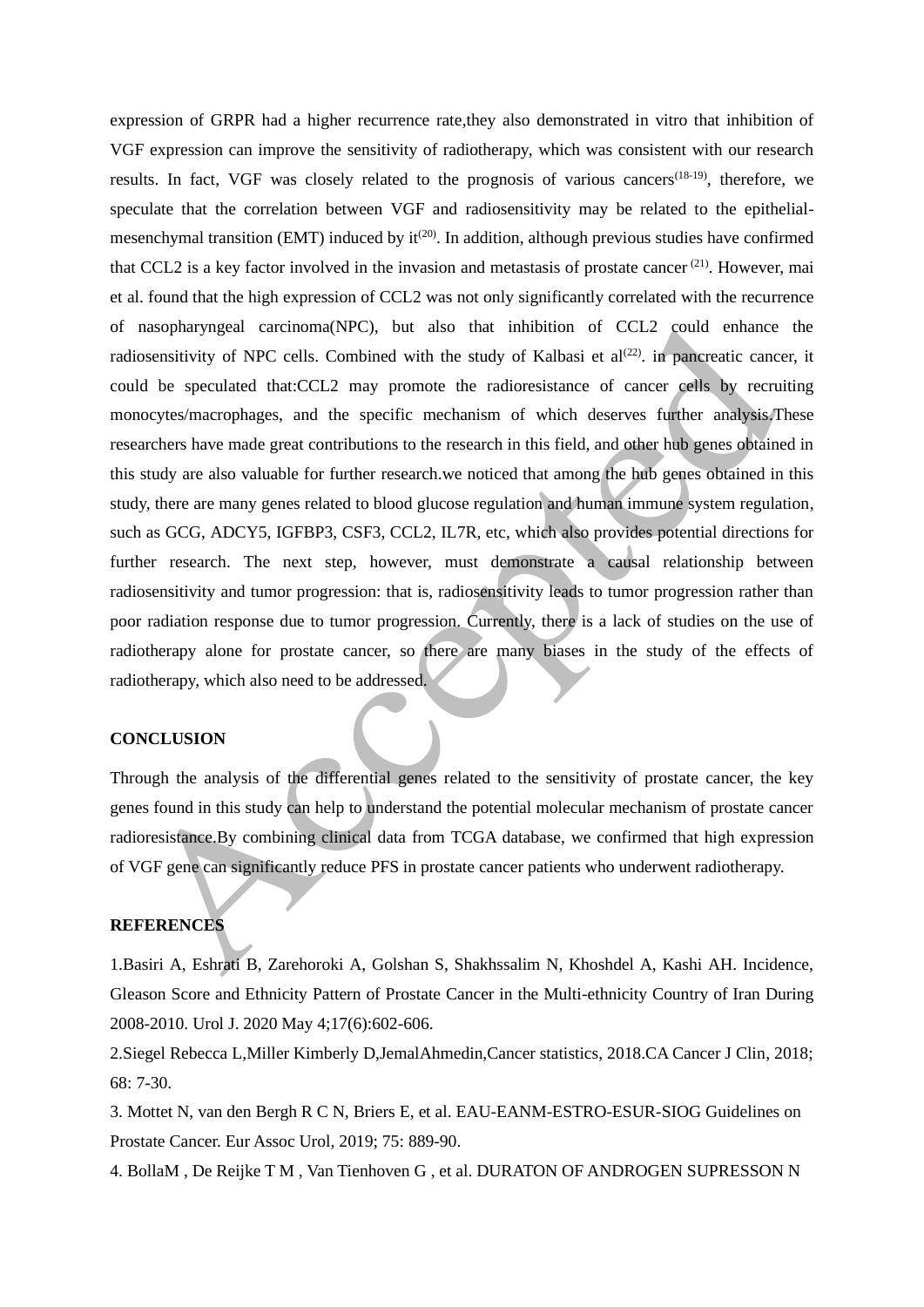expression of GRPR had a higher recurrence rate,they also demonstrated in vitro that inhibition of VGF expression can improve the sensitivity of radiotherapy, which was consistent with our research results. In fact, VGF was closely related to the prognosis of various cancers[18-19], therefore, we speculate that the correlation between VGF and radiosensitivity may be related to the epithelial-mesenchymal transition (EMT) induced by it[20]. In addition, although previous studies have confirmed that CCL2 is a key factor involved in the invasion and metastasis of prostate cancer [21]. However, mai et al. found that the high expression of CCL2 was not only significantly correlated with the recurrence of nasopharyngeal carcinoma(NPC), but also that inhibition of CCL2 could enhance the radiosensitivity of NPC cells. Combined with the study of Kalbasi et al[22]. in pancreatic cancer, it could be speculated that:CCL2 may promote the radioresistance of cancer cells by recruiting monocytes/macrophages, and the specific mechanism of which deserves further analysis.These researchers have made great contributions to the research in this field, and other hub genes obtained in this study are also valuable for further research.we noticed that among the hub genes obtained in this study, there are many genes related to blood glucose regulation and human immune system regulation, such as GCG, ADCY5, IGFBP3, CSF3, CCL2, IL7R, etc, which also provides potential directions for further research. The next step, however, must demonstrate a causal relationship between radiosensitivity and tumor progression: that is, radiosensitivity leads to tumor progression rather than poor radiation response due to tumor progression. Currently, there is a lack of studies on the use of radiotherapy alone for prostate cancer, so there are many biases in the study of the effects of radiotherapy, which also need to be addressed.

## CONCLUSION

Through the analysis of the differential genes related to the sensitivity of prostate cancer, the key genes found in this study can help to understand the potential molecular mechanism of prostate cancer radioresistance.By combining clinical data from TCGA database, we confirmed that high expression of VGF gene can significantly reduce PFS in prostate cancer patients who underwent radiotherapy.

## REFERENCES

1.Basiri A, Eshrati B, Zarehoroki A, Golshan S, Shakhssalim N, Khoshdel A, Kashi AH. Incidence, Gleason Score and Ethnicity Pattern of Prostate Cancer in the Multi-ethnicity Country of Iran During 2008-2010. Urol J. 2020 May 4;17(6):602-606.

2.Siegel Rebecca L,Miller Kimberly D,JemalAhmedin,Cancer statistics, 2018.CA Cancer J Clin, 2018; 68: 7-30.

3. Mottet N, van den Bergh R C N, Briers E, et al. EAU-EANM-ESTRO-ESUR-SIOG Guidelines on Prostate Cancer. Eur Assoc Urol, 2019; 75: 889-90.

4. BollaM , De Reijke T M , Van Tienhoven G , et al. DURATON OF ANDROGEN SUPRESSON N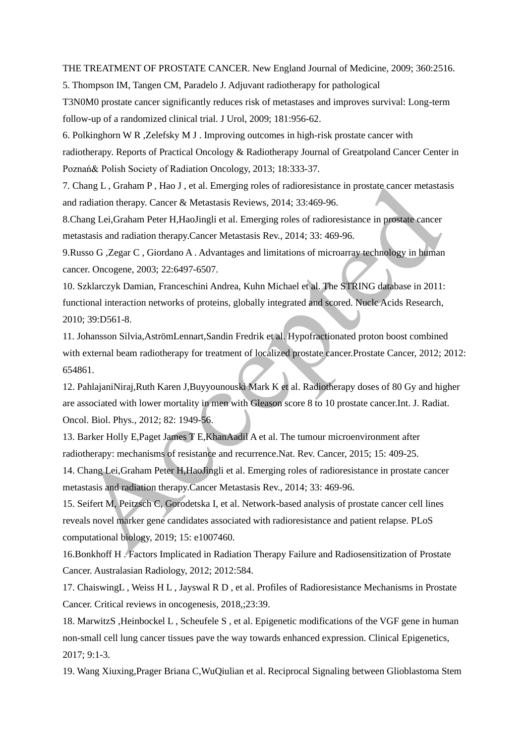THE TREATMENT OF PROSTATE CANCER. New England Journal of Medicine, 2009; 360:2516.

5. Thompson IM, Tangen CM, Paradelo J. Adjuvant radiotherapy for pathological T3N0M0 prostate cancer significantly reduces risk of metastases and improves survival: Long-term follow-up of a randomized clinical trial. J Urol, 2009; 181:956-62.

6. Polkinghorn W R ,Zelefsky M J . Improving outcomes in high-risk prostate cancer with radiotherapy. Reports of Practical Oncology & Radiotherapy Journal of Greatpoland Cancer Center in Poznań& Polish Society of Radiation Oncology, 2013; 18:333-37.

7. Chang L , Graham P , Hao J , et al. Emerging roles of radioresistance in prostate cancer metastasis and radiation therapy. Cancer & Metastasis Reviews, 2014; 33:469-96.

8.Chang Lei,Graham Peter H,HaoJingli et al. Emerging roles of radioresistance in prostate cancer metastasis and radiation therapy.Cancer Metastasis Rev., 2014; 33: 469-96.

9.Russo G ,Zegar C , Giordano A . Advantages and limitations of microarray technology in human cancer. Oncogene, 2003; 22:6497-6507.

10. Szklarczyk Damian, Franceschini Andrea, Kuhn Michael et al. The STRING database in 2011: functional interaction networks of proteins, globally integrated and scored. Nuclc Acids Research, 2010; 39:D561-8.

11. Johansson Silvia,AströmLennart,Sandin Fredrik et al. Hypofractionated proton boost combined with external beam radiotherapy for treatment of localized prostate cancer.Prostate Cancer, 2012; 2012: 654861.

12. PahlajaniNiraj,Ruth Karen J,Buyyounouski Mark K et al. Radiotherapy doses of 80 Gy and higher are associated with lower mortality in men with Gleason score 8 to 10 prostate cancer.Int. J. Radiat. Oncol. Biol. Phys., 2012; 82: 1949-56.

13. Barker Holly E,Paget James T E,KhanAadil A et al. The tumour microenvironment after radiotherapy: mechanisms of resistance and recurrence.Nat. Rev. Cancer, 2015; 15: 409-25.

14. Chang Lei,Graham Peter H,HaoJingli et al. Emerging roles of radioresistance in prostate cancer metastasis and radiation therapy.Cancer Metastasis Rev., 2014; 33: 469-96.

15. Seifert M, Peitzsch C, Gorodetska I, et al. Network-based analysis of prostate cancer cell lines reveals novel marker gene candidates associated with radioresistance and patient relapse. PLoS computational biology, 2019; 15: e1007460.

16.Bonkhoff H . Factors Implicated in Radiation Therapy Failure and Radiosensitization of Prostate Cancer. Australasian Radiology, 2012; 2012:584.

17. ChaiswingL , Weiss H L , Jayswal R D , et al. Profiles of Radioresistance Mechanisms in Prostate Cancer. Critical reviews in oncogenesis, 2018,;23:39.

18. MarwitzS ,Heinbockel L , Scheufele S , et al. Epigenetic modifications of the VGF gene in human non-small cell lung cancer tissues pave the way towards enhanced expression. Clinical Epigenetics, 2017; 9:1-3.

19. Wang Xiuxing,Prager Briana C,WuQiulian et al. Reciprocal Signaling between Glioblastoma Stem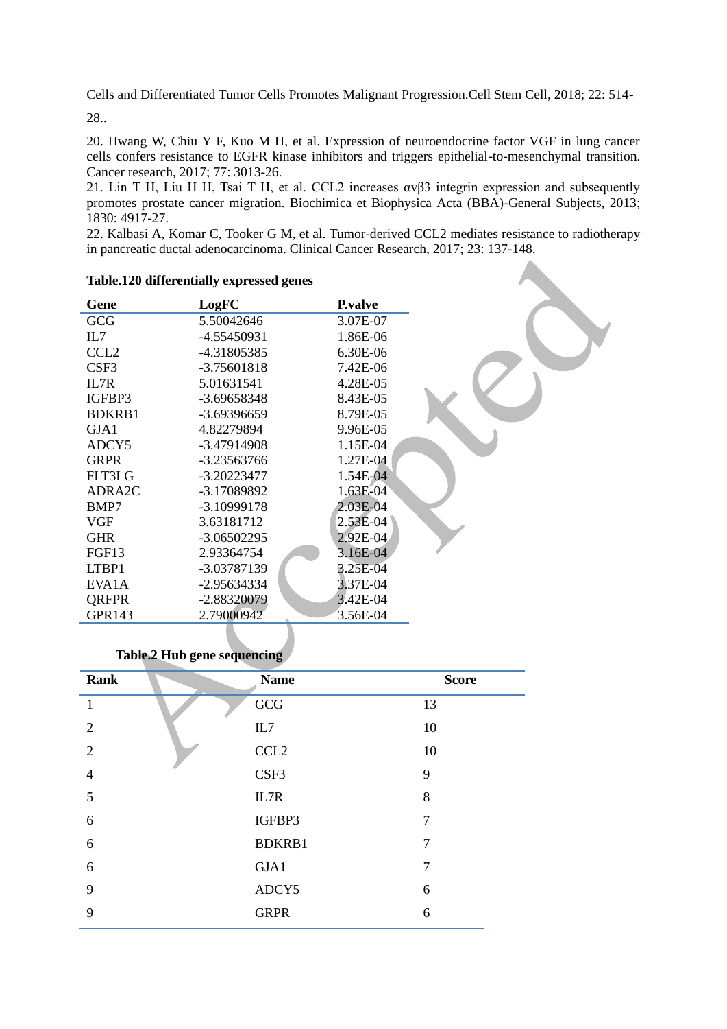Cells and Differentiated Tumor Cells Promotes Malignant Progression.Cell Stem Cell, 2018; 22: 514-28..

20. Hwang W, Chiu Y F, Kuo M H, et al. Expression of neuroendocrine factor VGF in lung cancer cells confers resistance to EGFR kinase inhibitors and triggers epithelial-to-mesenchymal transition. Cancer research, 2017; 77: 3013-26.

21. Lin T H, Liu H H, Tsai T H, et al. CCL2 increases αvβ3 integrin expression and subsequently promotes prostate cancer migration. Biochimica et Biophysica Acta (BBA)-General Subjects, 2013; 1830: 4917-27.

22. Kalbasi A, Komar C, Tooker G M, et al. Tumor-derived CCL2 mediates resistance to radiotherapy in pancreatic ductal adenocarcinoma. Clinical Cancer Research, 2017; 23: 137-148.

**Table.120 differentially expressed genes**

| Gene | LogFC | P.valve |
|---|---|---|
| GCG | 5.50042646 | 3.07E-07 |
| IL7 | -4.55450931 | 1.86E-06 |
| CCL2 | -4.31805385 | 6.30E-06 |
| CSF3 | -3.75601818 | 7.42E-06 |
| IL7R | 5.01631541 | 4.28E-05 |
| IGFBP3 | -3.69658348 | 8.43E-05 |
| BDKRB1 | -3.69396659 | 8.79E-05 |
| GJA1 | 4.82279894 | 9.96E-05 |
| ADCY5 | -3.47914908 | 1.15E-04 |
| GRPR | -3.23563766 | 1.27E-04 |
| FLT3LG | -3.20223477 | 1.54E-04 |
| ADRA2C | -3.17089892 | 1.63E-04 |
| BMP7 | -3.10999178 | 2.03E-04 |
| VGF | 3.63181712 | 2.53E-04 |
| GHR | -3.06502295 | 2.92E-04 |
| FGF13 | 2.93364754 | 3.16E-04 |
| LTBP1 | -3.03787139 | 3.25E-04 |
| EVA1A | -2.95634334 | 3.37E-04 |
| QRFPR | -2.88320079 | 3.42E-04 |
| GPR143 | 2.79000942 | 3.56E-04 |

**Table.2 Hub gene sequencing**

| Rank | Name | Score |
|---|---|---|
| 1 | GCG | 13 |
| 2 | IL7 | 10 |
| 2 | CCL2 | 10 |
| 4 | CSF3 | 9 |
| 5 | IL7R | 8 |
| 6 | IGFBP3 | 7 |
| 6 | BDKRB1 | 7 |
| 6 | GJA1 | 7 |
| 9 | ADCY5 | 6 |
| 9 | GRPR | 6 |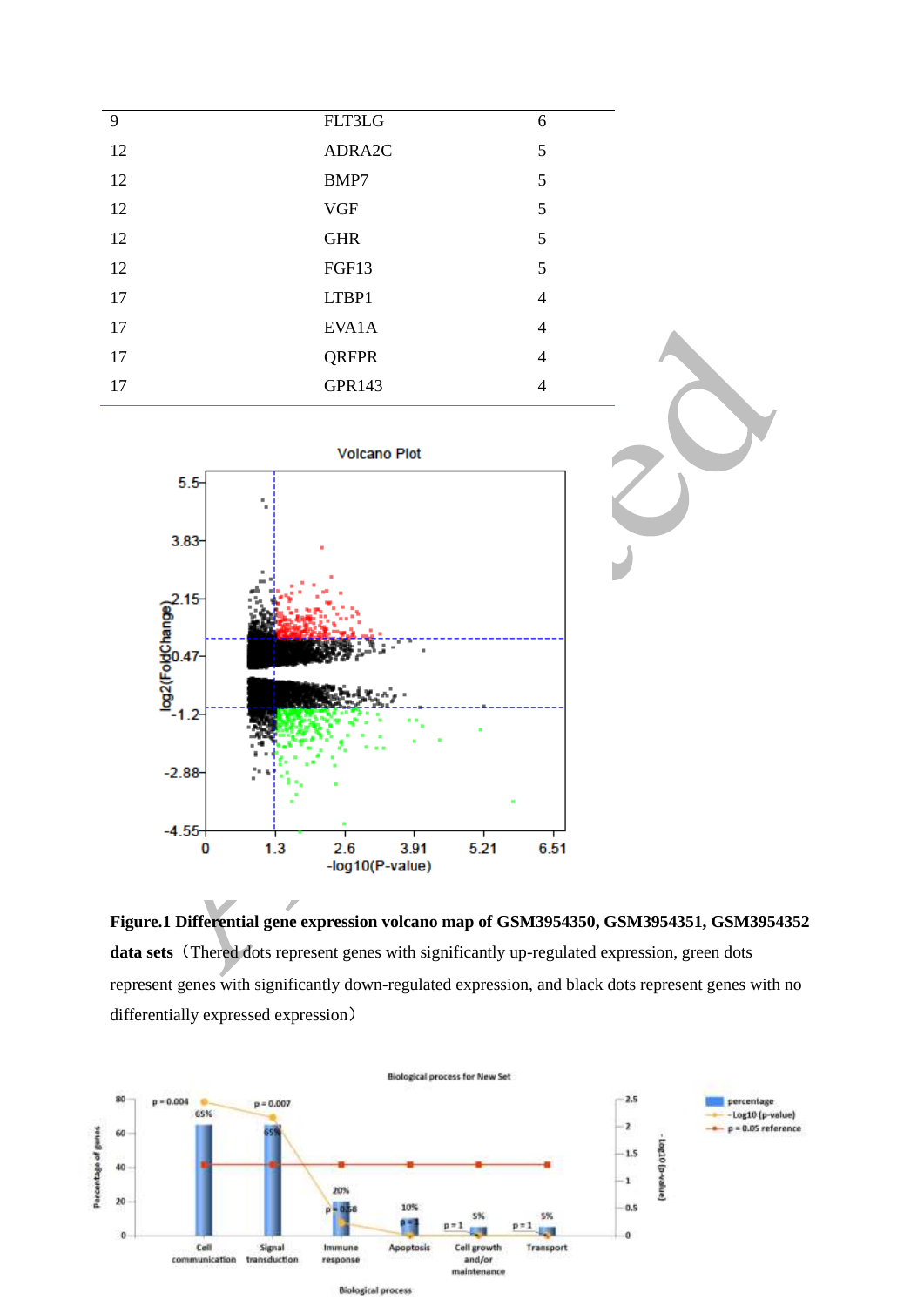| | | |
|---|---|---|
| 9 | FLT3LG | 6 |
| 12 | ADRA2C | 5 |
| 12 | BMP7 | 5 |
| 12 | VGF | 5 |
| 12 | GHR | 5 |
| 12 | FGF13 | 5 |
| 17 | LTBP1 | 4 |
| 17 | EVA1A | 4 |
| 17 | QRFPR | 4 |
| 17 | GPR143 | 4 |

Volcano Plot

log2(FoldChange)

5.5
3.83
2.15
0.47
-1.2
-2.88
-4.55

0
1.3
2.6
3.91
5.21
6.51

-log10(P-value)

**Figure.1 Differential gene expression volcano map of GSM3954350, GSM3954351, GSM3954352 data sets**（Thered dots represent genes with significantly up-regulated expression, green dots represent genes with significantly down-regulated expression, and black dots represent genes with no differentially expressed expression）

Biological process for New Set

Percentage of genes

80
60
40
20
0

p = 0.004
65%
p = 0.007
65%
20%
p = 0.58
10%
p = 1
5%
p = 1
5%
p = 1

Cell communication
Signal transduction
Immune response
Apoptosis
Cell growth and/or maintenance
Transport

Biological process

2.5
2
1.5
1
0.5
0

-Log10 (p-value)

percentage
-Log10 (p-value)
p = 0.05 reference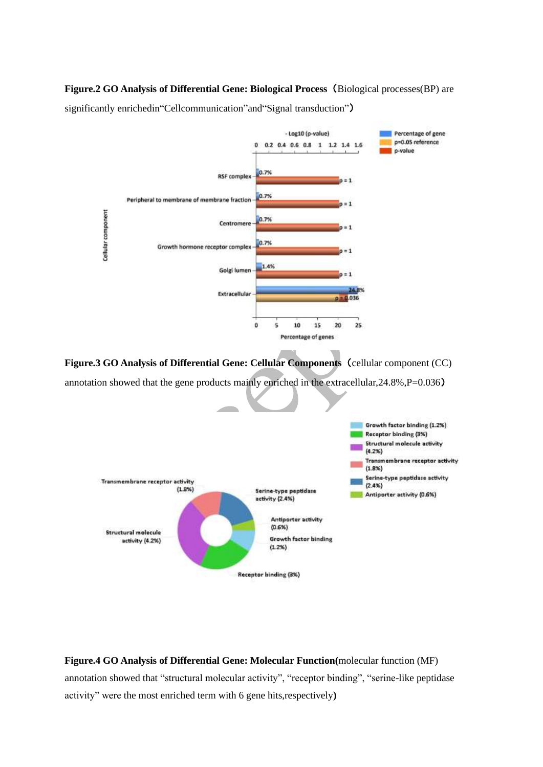**Figure.2 GO Analysis of Differential Gene: Biological Process**（Biological processes(BP) are significantly enrichedin"Cellcommunication"and"Signal transduction"）

**Figure.3 GO Analysis of Differential Gene: Cellular Components**（cellular component (CC) annotation showed that the gene products mainly enriched in the extracellular,24.8%,P=0.036）

**Figure.4 GO Analysis of Differential Gene: Molecular Function(**molecular function (MF) annotation showed that "structural molecular activity", "receptor binding", "serine-like peptidase activity" were the most enriched term with 6 gene hits,respectively**)**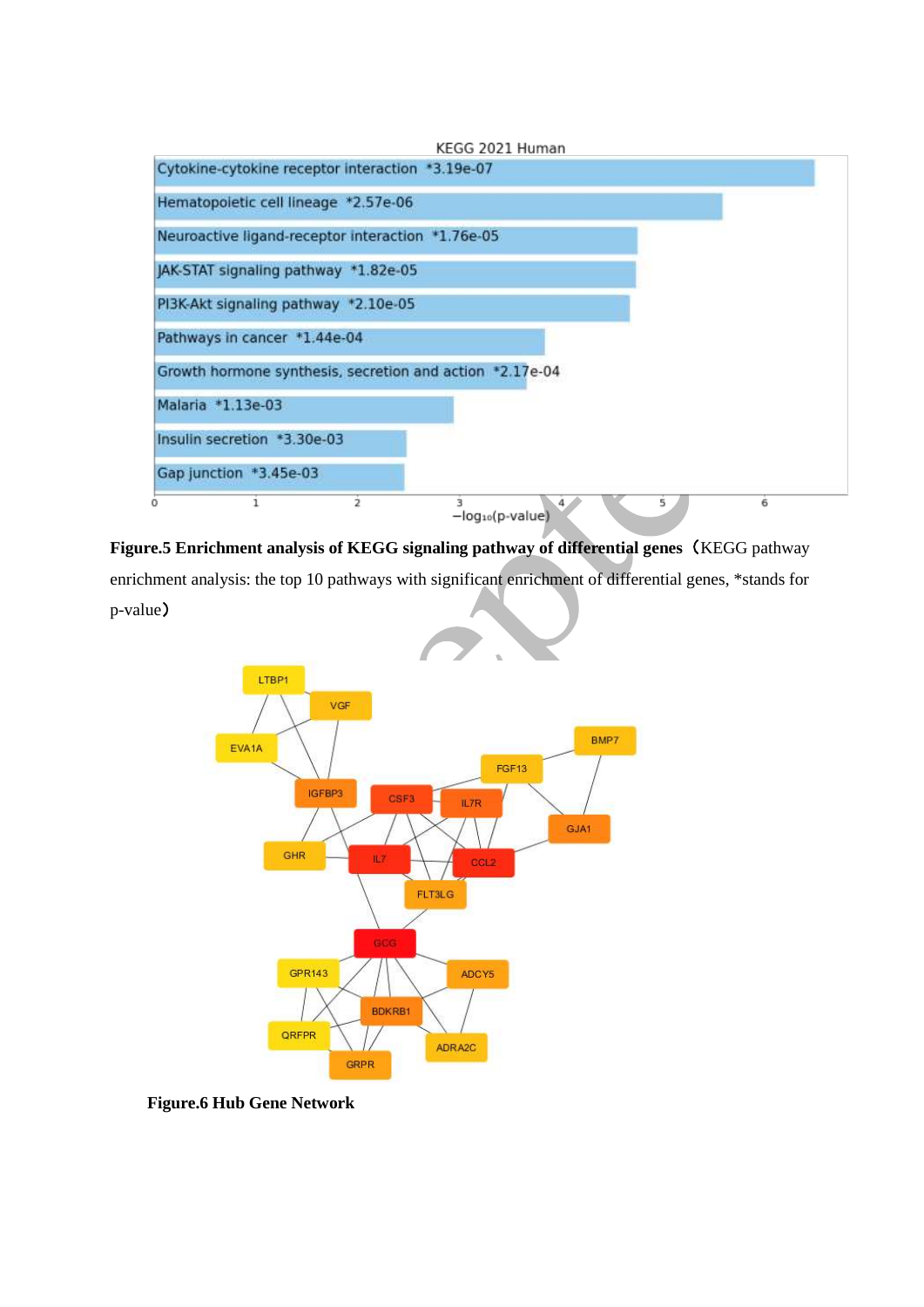KEGG 2021 Human

Cytokine-cytokine receptor interaction *3.19e-07

Hematopoietic cell lineage *2.57e-06

Neuroactive ligand-receptor interaction *1.76e-05

JAK-STAT signaling pathway *1.82e-05

PI3K-Akt signaling pathway *2.10e-05

Pathways in cancer *1.44e-04

Growth hormone synthesis, secretion and action *2.17e-04

Malaria *1.13e-03

Insulin secretion *3.30e-03

Gap junction *3.45e-03

0 1 2 3 4 5 6

$-\log_{10}$(p-value)

**Figure.5 Enrichment analysis of KEGG signaling pathway of differential genes**（KEGG pathway enrichment analysis: the top 10 pathways with significant enrichment of differential genes, *stands for p-value）

LTBP1
VGF
EVA1A
IGFBP3
CSF3
IL7R
FGF13
BMP7
GJA1
GHR
IL7
CCL2
FLT3LG
GCG
GPR143
ADCY5
BDKRB1
QRFPR
ADRA2C
GRPR

**Figure.6 Hub Gene Network**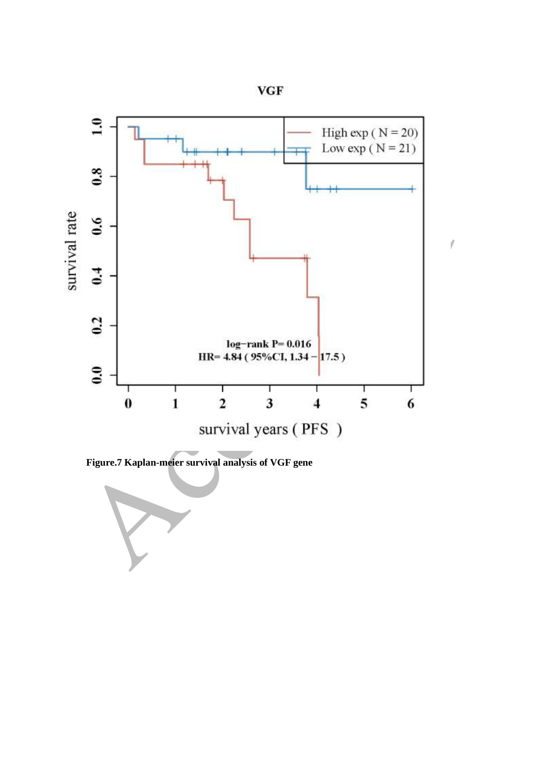VGF

High exp ( N = 20)
Low exp ( N = 21)

survival rate

1.0
0.8
0.6
0.4
0.2
0.0

log−rank P= 0.016
HR= 4.84 ( 95%CI, 1.34 − 17.5 )

0 1 2 3 4 5 6

survival years ( PFS )

**Figure.7 Kaplan-meier survival analysis of VGF gene**